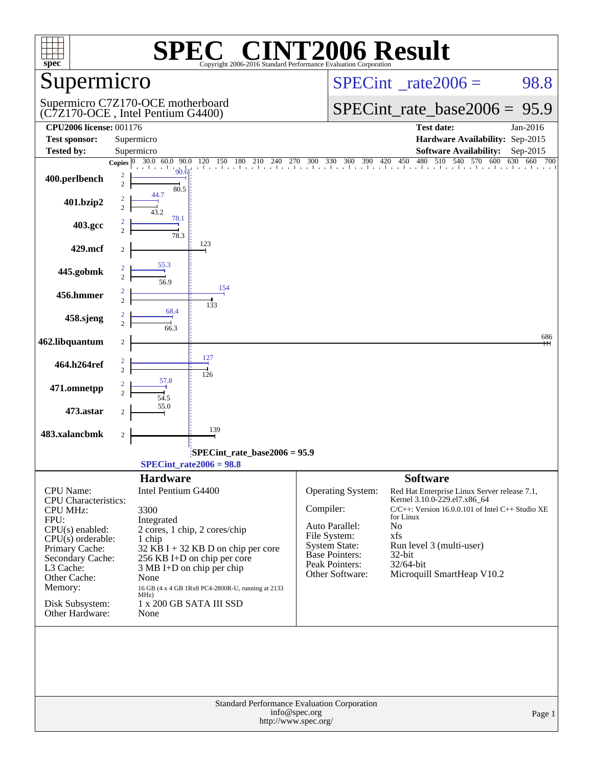# SPEC® CINT2006 Result

Copyright 2006-2016 Standard Performance Evaluation Corporation

## Supermicro

Supermicro C7Z170-OCE motherboard (C7Z170-OCE , Intel Pentium G4400)

**SPECint_rate2006 = 98.8**

**SPECint_rate_base2006 = 95.9**

| | | | |
|---|---|---|---|
| **CPU2006 license:** 001176 | | **Test date:** | Jan-2016 |
| **Test sponsor:** | Supermicro | **Hardware Availability:** | Sep-2015 |
| **Tested by:** | Supermicro | **Software Availability:** | Sep-2015 |

| Benchmark | Copies | Peak | Base |
|---|---|---|---|
| 400.perlbench | 2 | 90.6 | 80.5 |
| 401.bzip2 | 2 | 44.7 | 43.2 |
| 403.gcc | 2 | 78.1 | 78.3 |
| 429.mcf | 2 | | 123 |
| 445.gobmk | 2 | 55.3 | 56.9 |
| 456.hmmer | 2 | 154 | 133 |
| 458.sjeng | 2 | 68.4 | 66.3 |
| 462.libquantum | 2 | | 686 |
| 464.h264ref | 2 | 127 | 126 |
| 471.omnetpp | 2 | 57.8 | 54.5 |
| 473.astar | 2 | | 55.0 |
| 483.xalancbmk | 2 | | 139 |

SPECint_rate_base2006 = 95.9

SPECint_rate2006 = 98.8

## Hardware

| | |
|---|---|
| CPU Name: | Intel Pentium G4400 |
| CPU Characteristics: | |
| CPU MHz: | 3300 |
| FPU: | Integrated |
| CPU(s) enabled: | 2 cores, 1 chip, 2 cores/chip |
| CPU(s) orderable: | 1 chip |
| Primary Cache: | 32 KB I + 32 KB D on chip per core |
| Secondary Cache: | 256 KB I+D on chip per core |
| L3 Cache: | 3 MB I+D on chip per chip |
| Other Cache: | None |
| Memory: | 16 GB (4 x 4 GB 1Rx8 PC4-2800R-U, running at 2133 MHz) |
| Disk Subsystem: | 1 x 200 GB SATA III SSD |
| Other Hardware: | None |

## Software

| | |
|---|---|
| Operating System: | Red Hat Enterprise Linux Server release 7.1, Kernel 3.10.0-229.el7.x86_64 |
| Compiler: | C/C++: Version 16.0.0.101 of Intel C++ Studio XE for Linux |
| Auto Parallel: | No |
| File System: | xfs |
| System State: | Run level 3 (multi-user) |
| Base Pointers: | 32-bit |
| Peak Pointers: | 32/64-bit |
| Other Software: | Microquill SmartHeap V10.2 |

Standard Performance Evaluation Corporation
info@spec.org
http://www.spec.org/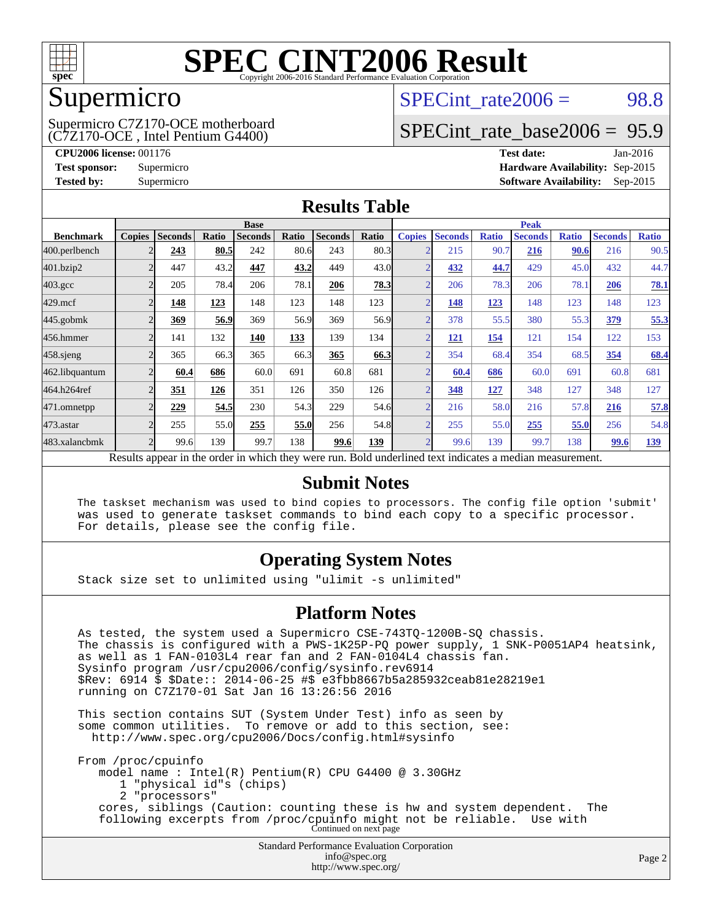# SPEC CINT2006 Result

Copyright 2006-2016 Standard Performance Evaluation Corporation

## Supermicro

Supermicro C7Z170-OCE motherboard
(C7Z170-OCE , Intel Pentium G4400)

SPECint_rate2006 = 98.8

SPECint_rate_base2006 = 95.9

**CPU2006 license:** 001176
**Test sponsor:** Supermicro
**Tested by:** Supermicro

**Test date:** Jan-2016
**Hardware Availability:** Sep-2015
**Software Availability:** Sep-2015

## Results Table

| Benchmark | Base | | | | | | | Peak | | | | | | |
|---|---|---|---|---|---|---|---|---|---|---|---|---|---|---|
| | Copies | Seconds | Ratio | Seconds | Ratio | Seconds | Ratio | Copies | Seconds | Ratio | Seconds | Ratio | Seconds | Ratio |
| 400.perlbench | 2 | **243** | **80.5** | 242 | 80.6 | 243 | 80.3 | 2 | 215 | 90.7 | **216** | **90.6** | 216 | 90.5 |
| 401.bzip2 | 2 | 447 | 43.2 | **447** | **43.2** | 449 | 43.0 | 2 | **432** | **44.7** | 429 | 45.0 | 432 | 44.7 |
| 403.gcc | 2 | 205 | 78.4 | 206 | 78.1 | **206** | **78.3** | 2 | 206 | 78.3 | 206 | 78.1 | **206** | **78.1** |
| 429.mcf | 2 | **148** | **123** | 148 | 123 | 148 | 123 | 2 | **148** | **123** | 148 | 123 | 148 | 123 |
| 445.gobmk | 2 | **369** | **56.9** | 369 | 56.9 | 369 | 56.9 | 2 | 378 | 55.5 | 380 | 55.3 | **379** | **55.3** |
| 456.hmmer | 2 | 141 | 132 | **140** | **133** | 139 | 134 | 2 | **121** | **154** | 121 | 154 | 122 | 153 |
| 458.sjeng | 2 | 365 | 66.3 | 365 | 66.3 | **365** | **66.3** | 2 | 354 | 68.4 | 354 | 68.5 | **354** | **68.4** |
| 462.libquantum | 2 | **60.4** | **686** | 60.0 | 691 | 60.8 | 681 | 2 | **60.4** | **686** | 60.0 | 691 | 60.8 | 681 |
| 464.h264ref | 2 | **351** | **126** | 351 | 126 | 350 | 126 | 2 | **348** | **127** | 348 | 127 | 348 | 127 |
| 471.omnetpp | 2 | **229** | **54.5** | 230 | 54.3 | 229 | 54.6 | 2 | 216 | 58.0 | 216 | 57.8 | **216** | **57.8** |
| 473.astar | 2 | 255 | 55.0 | **255** | **55.0** | 256 | 54.8 | 2 | 255 | 55.0 | **255** | **55.0** | 256 | 54.8 |
| 483.xalancbmk | 2 | 99.6 | 139 | 99.7 | 138 | **99.6** | **139** | 2 | 99.6 | 139 | 99.7 | 138 | **99.6** | **139** |

Results appear in the order in which they were run. Bold underlined text indicates a median measurement.

## Submit Notes

```
The taskset mechanism was used to bind copies to processors. The config file option 'submit'
was used to generate taskset commands to bind each copy to a specific processor.
For details, please see the config file.
```

## Operating System Notes

```
Stack size set to unlimited using "ulimit -s unlimited"
```

## Platform Notes

```
As tested, the system used a Supermicro CSE-743TQ-1200B-SQ chassis.
The chassis is configured with a PWS-1K25P-PQ power supply, 1 SNK-P0051AP4 heatsink,
as well as 1 FAN-0103L4 rear fan and 2 FAN-0104L4 chassis fan.
Sysinfo program /usr/cpu2006/config/sysinfo.rev6914
$Rev: 6914 $ $Date:: 2014-06-25 #$ e3fbb8667b5a285932ceab81e28219e1
running on C7Z170-01 Sat Jan 16 13:26:56 2016

This section contains SUT (System Under Test) info as seen by
some common utilities.  To remove or add to this section, see:
  http://www.spec.org/cpu2006/Docs/config.html#sysinfo

From /proc/cpuinfo
   model name : Intel(R) Pentium(R) CPU G4400 @ 3.30GHz
      1 "physical id"s (chips)
      2 "processors"
   cores, siblings (Caution: counting these is hw and system dependent.  The
   following excerpts from /proc/cpuinfo might not be reliable.  Use with
```

Continued on next page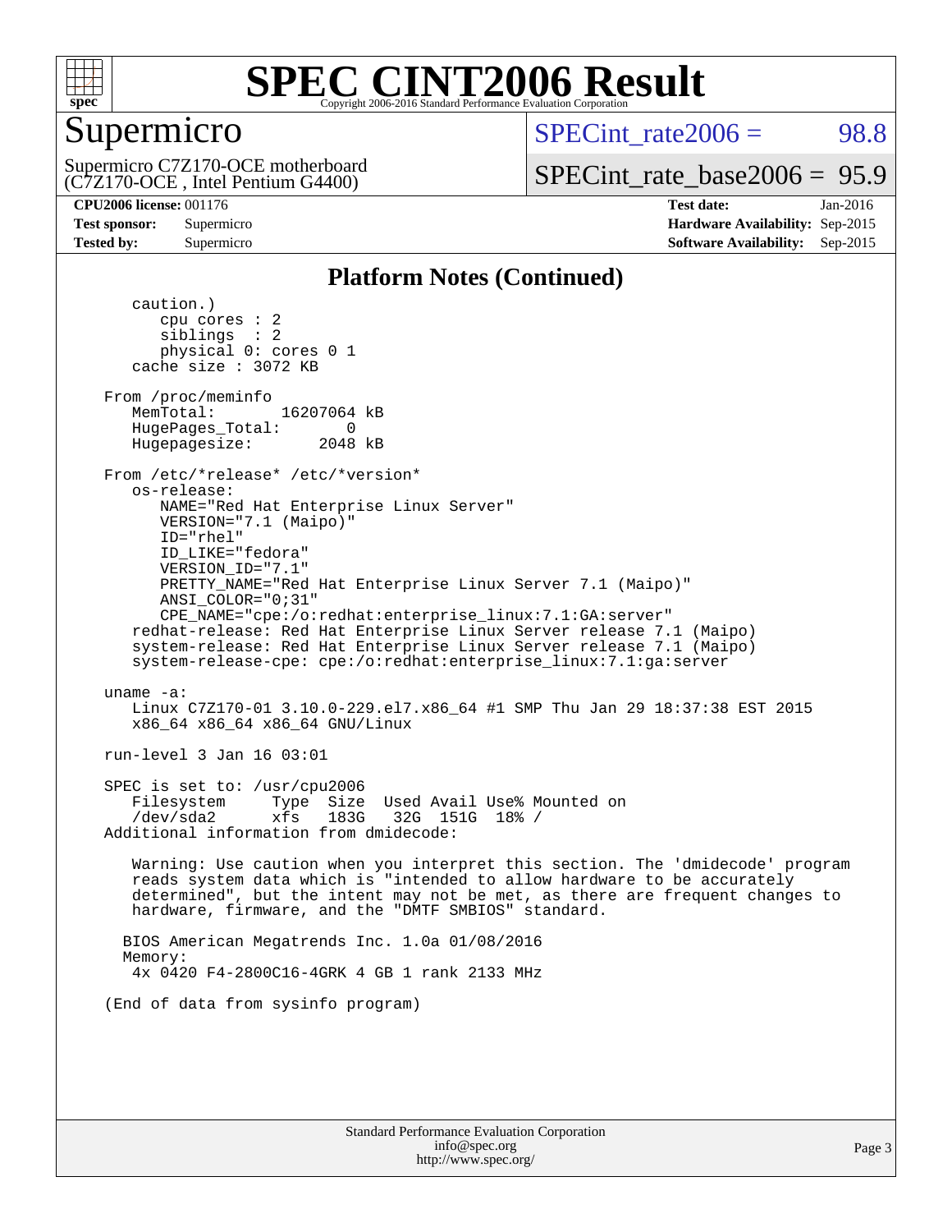# SPEC CINT2006 Result

## Supermicro

Supermicro C7Z170-OCE motherboard
(C7Z170-OCE , Intel Pentium G4400)

SPECint_rate2006 = 98.8

SPECint_rate_base2006 = 95.9

**CPU2006 license:** 001176
**Test sponsor:** Supermicro
**Tested by:** Supermicro

**Test date:** Jan-2016
**Hardware Availability:** Sep-2015
**Software Availability:** Sep-2015

### Platform Notes (Continued)

```
      caution.)
         cpu cores : 2
         siblings  : 2
         physical 0: cores 0 1
      cache size : 3072 KB

   From /proc/meminfo
      MemTotal:       16207064 kB
      HugePages_Total:       0
      Hugepagesize:       2048 kB

   From /etc/*release* /etc/*version*
      os-release:
         NAME="Red Hat Enterprise Linux Server"
         VERSION="7.1 (Maipo)"
         ID="rhel"
         ID_LIKE="fedora"
         VERSION_ID="7.1"
         PRETTY_NAME="Red Hat Enterprise Linux Server 7.1 (Maipo)"
         ANSI_COLOR="0;31"
         CPE_NAME="cpe:/o:redhat:enterprise_linux:7.1:GA:server"
      redhat-release: Red Hat Enterprise Linux Server release 7.1 (Maipo)
      system-release: Red Hat Enterprise Linux Server release 7.1 (Maipo)
      system-release-cpe: cpe:/o:redhat:enterprise_linux:7.1:ga:server

   uname -a:
      Linux C7Z170-01 3.10.0-229.el7.x86_64 #1 SMP Thu Jan 29 18:37:38 EST 2015
      x86_64 x86_64 x86_64 GNU/Linux

   run-level 3 Jan 16 03:01

   SPEC is set to: /usr/cpu2006
      Filesystem     Type  Size  Used Avail Use% Mounted on
      /dev/sda2      xfs   183G   32G  151G  18% /
   Additional information from dmidecode:

      Warning: Use caution when you interpret this section. The 'dmidecode' program
      reads system data which is "intended to allow hardware to be accurately
      determined", but the intent may not be met, as there are frequent changes to
      hardware, firmware, and the "DMTF SMBIOS" standard.

     BIOS American Megatrends Inc. 1.0a 01/08/2016
     Memory:
      4x 0420 F4-2800C16-4GRK 4 GB 1 rank 2133 MHz

   (End of data from sysinfo program)
```

Standard Performance Evaluation Corporation
info@spec.org
http://www.spec.org/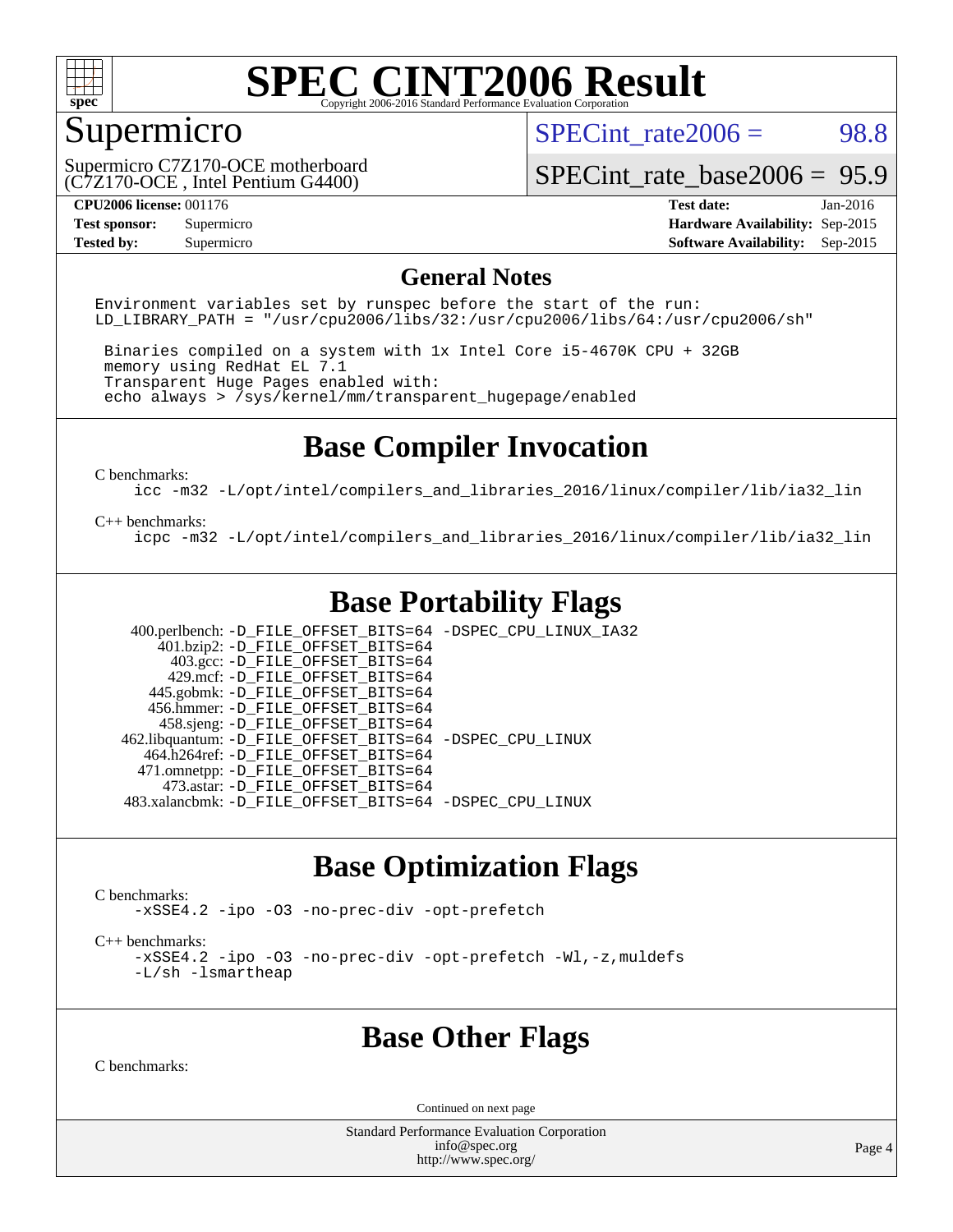# SPEC CINT2006 Result

Copyright 2006-2016 Standard Performance Evaluation Corporation

## Supermicro

Supermicro C7Z170-OCE motherboard
(C7Z170-OCE , Intel Pentium G4400)

SPECint_rate2006 = 98.8

SPECint_rate_base2006 = 95.9

| | | | |
|---|---|---|---|
| **CPU2006 license:** 001176 | | **Test date:** | Jan-2016 |
| **Test sponsor:** | Supermicro | **Hardware Availability:** | Sep-2015 |
| **Tested by:** | Supermicro | **Software Availability:** | Sep-2015 |

## General Notes

```
Environment variables set by runspec before the start of the run:
LD_LIBRARY_PATH = "/usr/cpu2006/libs/32:/usr/cpu2006/libs/64:/usr/cpu2006/sh"

 Binaries compiled on a system with 1x Intel Core i5-4670K CPU + 32GB
 memory using RedHat EL 7.1
 Transparent Huge Pages enabled with:
 echo always > /sys/kernel/mm/transparent_hugepage/enabled
```

## Base Compiler Invocation

C benchmarks:

```
icc -m32 -L/opt/intel/compilers_and_libraries_2016/linux/compiler/lib/ia32_lin
```

C++ benchmarks:

```
icpc -m32 -L/opt/intel/compilers_and_libraries_2016/linux/compiler/lib/ia32_lin
```

## Base Portability Flags

| | |
|---|---|
| 400.perlbench: | -D_FILE_OFFSET_BITS=64 -DSPEC_CPU_LINUX_IA32 |
| 401.bzip2: | -D_FILE_OFFSET_BITS=64 |
| 403.gcc: | -D_FILE_OFFSET_BITS=64 |
| 429.mcf: | -D_FILE_OFFSET_BITS=64 |
| 445.gobmk: | -D_FILE_OFFSET_BITS=64 |
| 456.hmmer: | -D_FILE_OFFSET_BITS=64 |
| 458.sjeng: | -D_FILE_OFFSET_BITS=64 |
| 462.libquantum: | -D_FILE_OFFSET_BITS=64 -DSPEC_CPU_LINUX |
| 464.h264ref: | -D_FILE_OFFSET_BITS=64 |
| 471.omnetpp: | -D_FILE_OFFSET_BITS=64 |
| 473.astar: | -D_FILE_OFFSET_BITS=64 |
| 483.xalancbmk: | -D_FILE_OFFSET_BITS=64 -DSPEC_CPU_LINUX |

## Base Optimization Flags

C benchmarks:

```
-xSSE4.2 -ipo -O3 -no-prec-div -opt-prefetch
```

C++ benchmarks:

```
-xSSE4.2 -ipo -O3 -no-prec-div -opt-prefetch -Wl,-z,muldefs
-L/sh -lsmartheap
```

## Base Other Flags

C benchmarks:

Continued on next page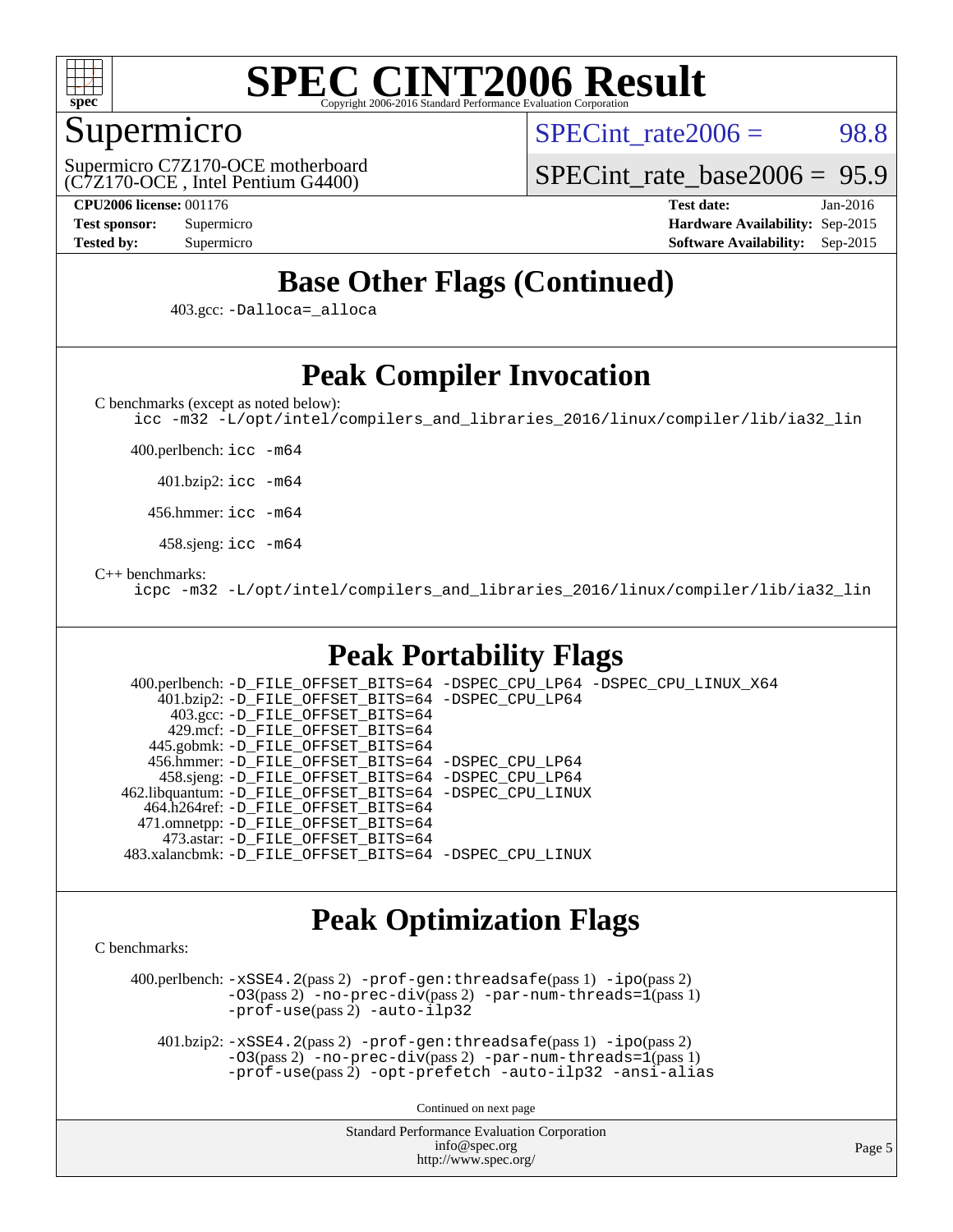# SPEC CINT2006 Result

Copyright 2006-2016 Standard Performance Evaluation Corporation

## Supermicro

Supermicro C7Z170-OCE motherboard
(C7Z170-OCE , Intel Pentium G4400)

SPECint_rate2006 = 98.8

SPECint_rate_base2006 = 95.9

**CPU2006 license:** 001176
**Test sponsor:** Supermicro
**Tested by:** Supermicro

**Test date:** Jan-2016
**Hardware Availability:** Sep-2015
**Software Availability:** Sep-2015

## Base Other Flags (Continued)

403.gcc: `-Dalloca=_alloca`

## Peak Compiler Invocation

C benchmarks (except as noted below):

```
icc -m32 -L/opt/intel/compilers_and_libraries_2016/linux/compiler/lib/ia32_lin
```

400.perlbench: `icc -m64`

401.bzip2: `icc -m64`

456.hmmer: `icc -m64`

458.sjeng: `icc -m64`

C++ benchmarks:

```
icpc -m32 -L/opt/intel/compilers_and_libraries_2016/linux/compiler/lib/ia32_lin
```

## Peak Portability Flags

400.perlbench: `-D_FILE_OFFSET_BITS=64 -DSPEC_CPU_LP64 -DSPEC_CPU_LINUX_X64`
401.bzip2: `-D_FILE_OFFSET_BITS=64 -DSPEC_CPU_LP64`
403.gcc: `-D_FILE_OFFSET_BITS=64`
429.mcf: `-D_FILE_OFFSET_BITS=64`
445.gobmk: `-D_FILE_OFFSET_BITS=64`
456.hmmer: `-D_FILE_OFFSET_BITS=64 -DSPEC_CPU_LP64`
458.sjeng: `-D_FILE_OFFSET_BITS=64 -DSPEC_CPU_LP64`
462.libquantum: `-D_FILE_OFFSET_BITS=64 -DSPEC_CPU_LINUX`
464.h264ref: `-D_FILE_OFFSET_BITS=64`
471.omnetpp: `-D_FILE_OFFSET_BITS=64`
473.astar: `-D_FILE_OFFSET_BITS=64`
483.xalancbmk: `-D_FILE_OFFSET_BITS=64 -DSPEC_CPU_LINUX`

## Peak Optimization Flags

C benchmarks:

400.perlbench: `-xSSE4.2`(pass 2) `-prof-gen:threadsafe`(pass 1) `-ipo`(pass 2) `-O3`(pass 2) `-no-prec-div`(pass 2) `-par-num-threads=1`(pass 1) `-prof-use`(pass 2) `-auto-ilp32`

401.bzip2: `-xSSE4.2`(pass 2) `-prof-gen:threadsafe`(pass 1) `-ipo`(pass 2) `-O3`(pass 2) `-no-prec-div`(pass 2) `-par-num-threads=1`(pass 1) `-prof-use`(pass 2) `-opt-prefetch -auto-ilp32 -ansi-alias`

Continued on next page

Standard Performance Evaluation Corporation
info@spec.org
http://www.spec.org/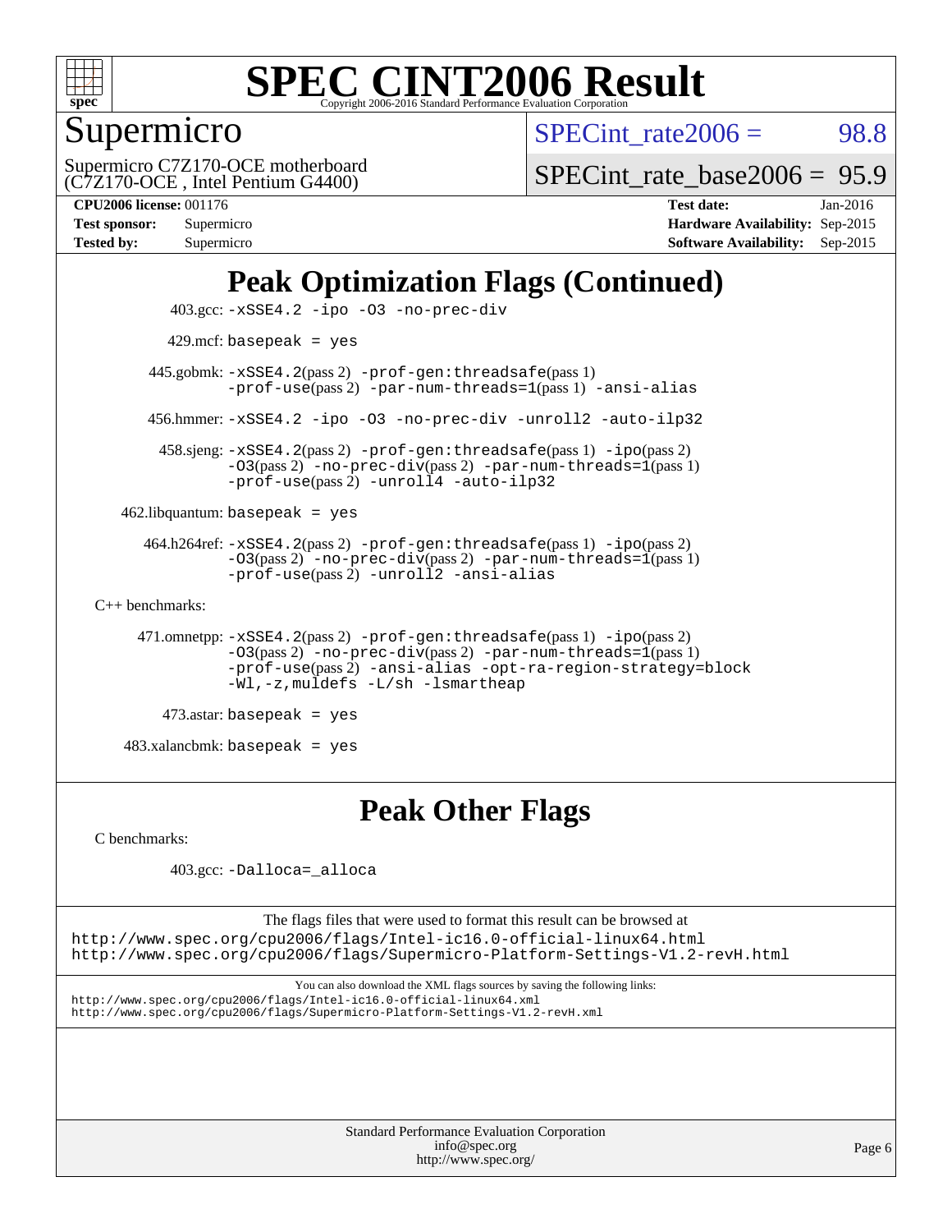# SPEC CINT2006 Result

Copyright 2006-2016 Standard Performance Evaluation Corporation

## Supermicro

Supermicro C7Z170-OCE motherboard
(C7Z170-OCE , Intel Pentium G4400)

SPECint_rate2006 = 98.8

SPECint_rate_base2006 = 95.9

**CPU2006 license:** 001176
**Test sponsor:** Supermicro
**Tested by:** Supermicro

**Test date:** Jan-2016
**Hardware Availability:** Sep-2015
**Software Availability:** Sep-2015

## Peak Optimization Flags (Continued)

403.gcc: -xSSE4.2 -ipo -O3 -no-prec-div

429.mcf: basepeak = yes

445.gobmk: -xSSE4.2(pass 2) -prof-gen:threadsafe(pass 1) -prof-use(pass 2) -par-num-threads=1(pass 1) -ansi-alias

456.hmmer: -xSSE4.2 -ipo -O3 -no-prec-div -unroll2 -auto-ilp32

458.sjeng: -xSSE4.2(pass 2) -prof-gen:threadsafe(pass 1) -ipo(pass 2) -O3(pass 2) -no-prec-div(pass 2) -par-num-threads=1(pass 1) -prof-use(pass 2) -unroll4 -auto-ilp32

462.libquantum: basepeak = yes

464.h264ref: -xSSE4.2(pass 2) -prof-gen:threadsafe(pass 1) -ipo(pass 2) -O3(pass 2) -no-prec-div(pass 2) -par-num-threads=1(pass 1) -prof-use(pass 2) -unroll2 -ansi-alias

C++ benchmarks:

471.omnetpp: -xSSE4.2(pass 2) -prof-gen:threadsafe(pass 1) -ipo(pass 2) -O3(pass 2) -no-prec-div(pass 2) -par-num-threads=1(pass 1) -prof-use(pass 2) -ansi-alias -opt-ra-region-strategy=block -Wl,-z,muldefs -L/sh -lsmartheap

473.astar: basepeak = yes

483.xalancbmk: basepeak = yes

## Peak Other Flags

C benchmarks:

403.gcc: -Dalloca=_alloca

The flags files that were used to format this result can be browsed at
http://www.spec.org/cpu2006/flags/Intel-ic16.0-official-linux64.html
http://www.spec.org/cpu2006/flags/Supermicro-Platform-Settings-V1.2-revH.html

You can also download the XML flags sources by saving the following links:
http://www.spec.org/cpu2006/flags/Intel-ic16.0-official-linux64.xml
http://www.spec.org/cpu2006/flags/Supermicro-Platform-Settings-V1.2-revH.xml

Standard Performance Evaluation Corporation
info@spec.org
http://www.spec.org/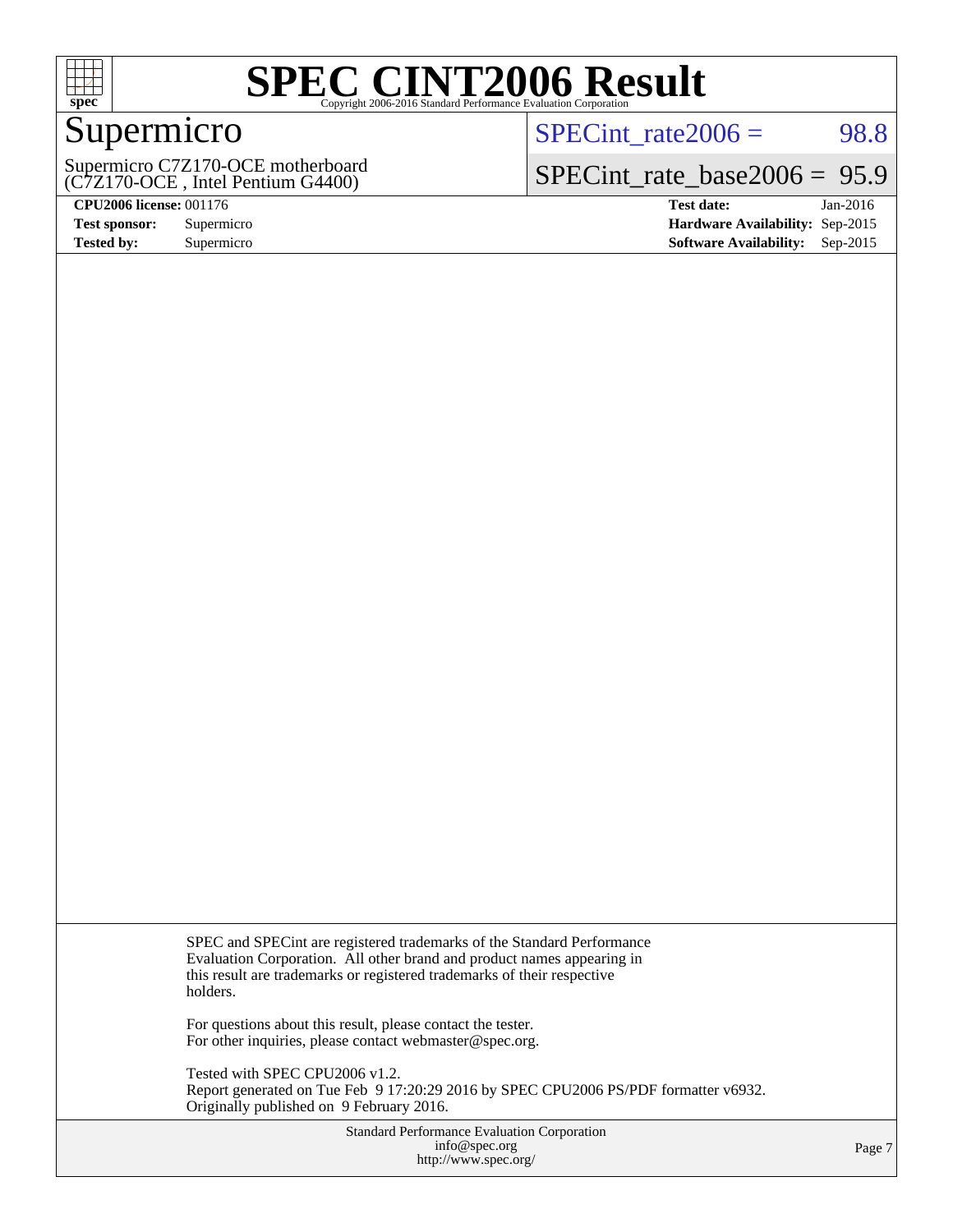SPEC and SPECint are registered trademarks of the Standard Performance Evaluation Corporation. All other brand and product names appearing in this result are trademarks or registered trademarks of their respective holders.

For questions about this result, please contact the tester.
For other inquiries, please contact webmaster@spec.org.

Tested with SPEC CPU2006 v1.2.
Report generated on Tue Feb 9 17:20:29 2016 by SPEC CPU2006 PS/PDF formatter v6932.
Originally published on 9 February 2016.